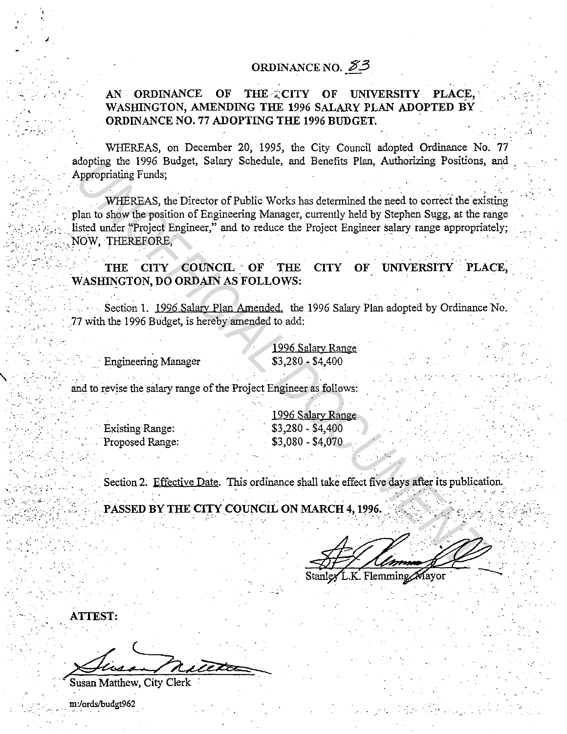# ORDINANCE NO. 83

## AN ORDINANCE OF THE CITY OF UNIVERSITY PLACE, WASHINGTON, AMENDING THE 1996 SALARY PLAN ADOPTED BY ORDINANCE NO. 77 ADOPTING THE 1996 BUDGET.

WHEREAS, on December 20, 1995, the City Council adopted Ordinance No. 77 adopting the 1996 Budget, Salary Schedule, and Benefits Plan, Authorizing Positions, and Appropriating Funds;

WHEREAS, the Director of Public Works has determined the need to correct the existing plan to show the position of Engineering Manager, currently held by Stephen Sugg, at the range listed under "Project Engineer," and to reduce the Project Engineer salary range appropriately; NOW, THEREFORE,

**THE CITY COUNCIL OF THE CITY OF UNIVERSITY PLACE, WASHINGTON, DO ORDAIN AS FOLLOWS:**

Section 1. 1996 Salary Plan Amended. the 1996 Salary Plan adopted by Ordinance No. 77 with the 1996 Budget, is hereby amended to add:

| | 1996 Salary Range |
|---|---|
| Engineering Manager | $3,280 - $4,400 |

and to revise the salary range of the Project Engineer as follows:

| | 1996 Salary Range |
|---|---|
| Existing Range: | $3,280 - $4,400 |
| Proposed Range: | $3,080 - $4,070 |

Section 2. Effective Date. This ordinance shall take effect five days after its publication.

**PASSED BY THE CITY COUNCIL ON MARCH 4, 1996.**

Stanley L.K. Flemming, Mayor

**ATTEST:**

Susan Matthew, City Clerk

m:/ords/budgt962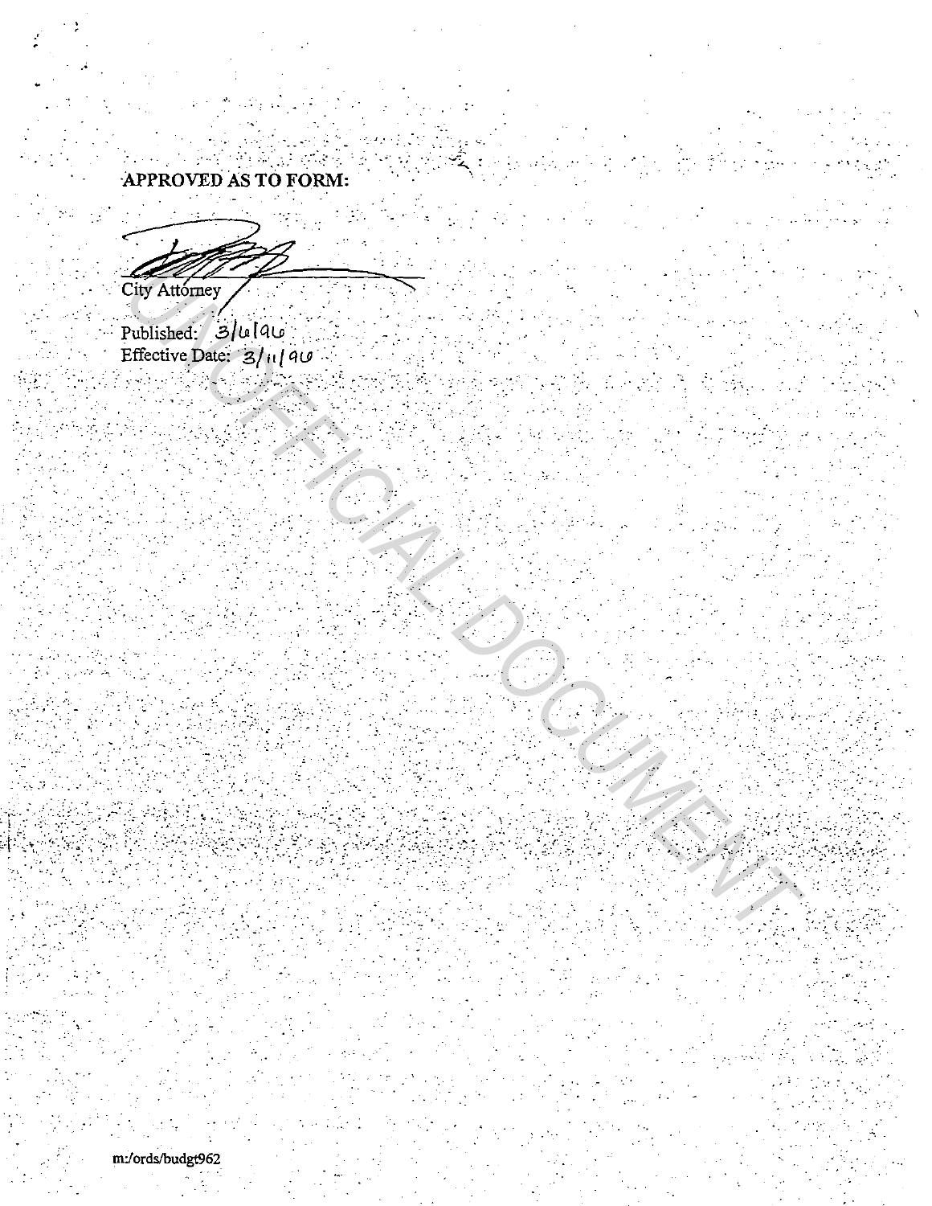**APPROVED AS TO FORM:**

City Attorney

Published: 3/6/96
Effective Date: 3/11/96

m:/ords/budgt962